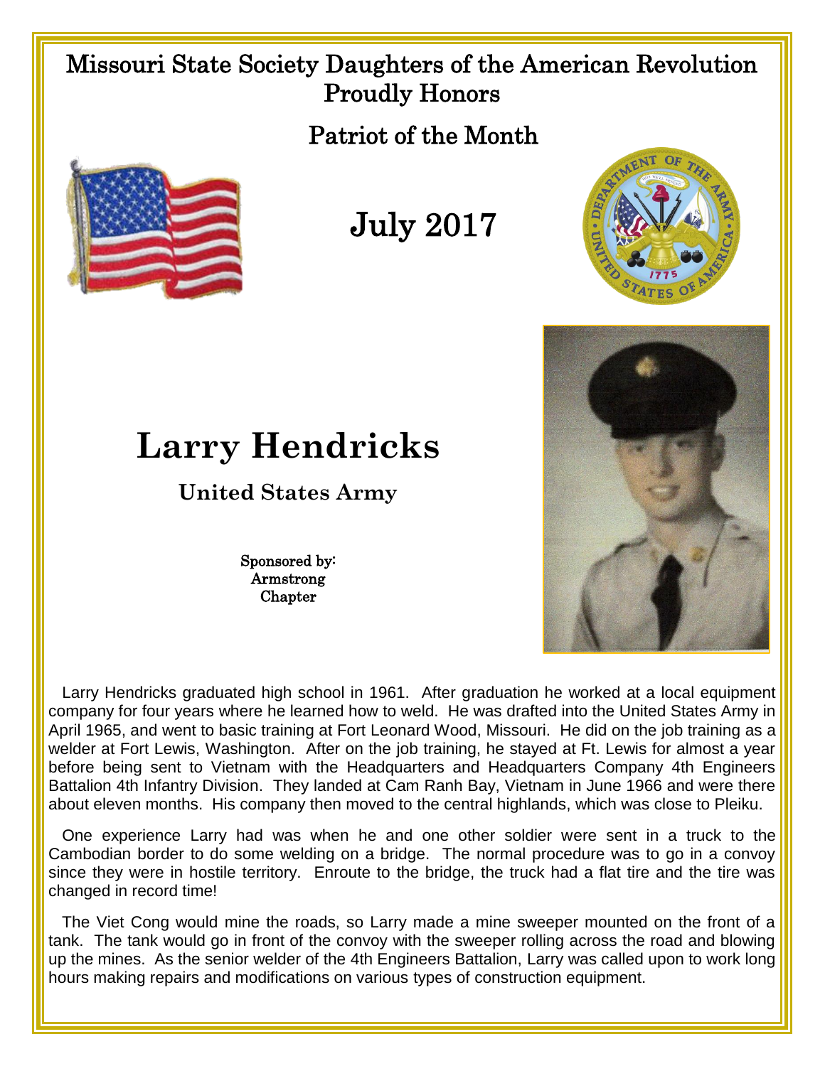Missouri State Society Daughters of the American Revolution
Proudly Honors

Patriot of the Month

July 2017

# Larry Hendricks

## United States Army

Sponsored by:
Armstrong
Chapter

Larry Hendricks graduated high school in 1961. After graduation he worked at a local equipment company for four years where he learned how to weld. He was drafted into the United States Army in April 1965, and went to basic training at Fort Leonard Wood, Missouri. He did on the job training as a welder at Fort Lewis, Washington. After on the job training, he stayed at Ft. Lewis for almost a year before being sent to Vietnam with the Headquarters and Headquarters Company 4th Engineers Battalion 4th Infantry Division. They landed at Cam Ranh Bay, Vietnam in June 1966 and were there about eleven months. His company then moved to the central highlands, which was close to Pleiku.

One experience Larry had was when he and one other soldier were sent in a truck to the Cambodian border to do some welding on a bridge. The normal procedure was to go in a convoy since they were in hostile territory. Enroute to the bridge, the truck had a flat tire and the tire was changed in record time!

The Viet Cong would mine the roads, so Larry made a mine sweeper mounted on the front of a tank. The tank would go in front of the convoy with the sweeper rolling across the road and blowing up the mines. As the senior welder of the 4th Engineers Battalion, Larry was called upon to work long hours making repairs and modifications on various types of construction equipment.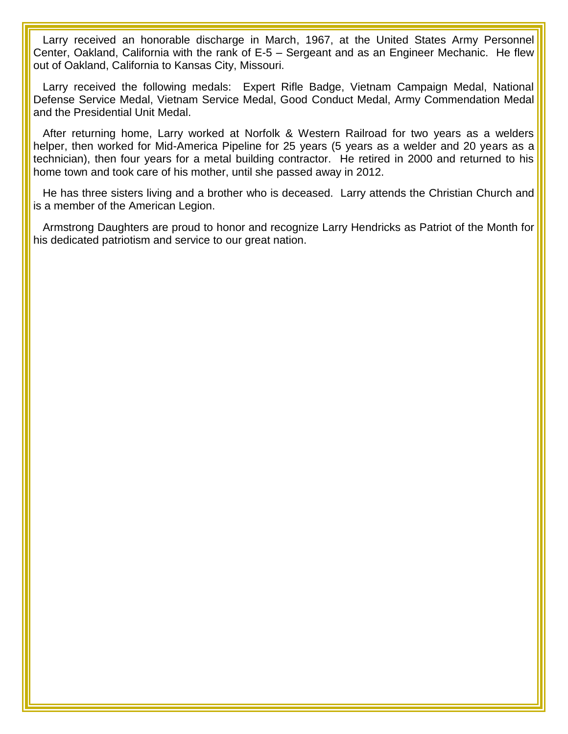Larry received an honorable discharge in March, 1967, at the United States Army Personnel Center, Oakland, California with the rank of E-5 – Sergeant and as an Engineer Mechanic. He flew out of Oakland, California to Kansas City, Missouri.

Larry received the following medals: Expert Rifle Badge, Vietnam Campaign Medal, National Defense Service Medal, Vietnam Service Medal, Good Conduct Medal, Army Commendation Medal and the Presidential Unit Medal.

After returning home, Larry worked at Norfolk & Western Railroad for two years as a welders helper, then worked for Mid-America Pipeline for 25 years (5 years as a welder and 20 years as a technician), then four years for a metal building contractor. He retired in 2000 and returned to his home town and took care of his mother, until she passed away in 2012.

He has three sisters living and a brother who is deceased. Larry attends the Christian Church and is a member of the American Legion.

Armstrong Daughters are proud to honor and recognize Larry Hendricks as Patriot of the Month for his dedicated patriotism and service to our great nation.